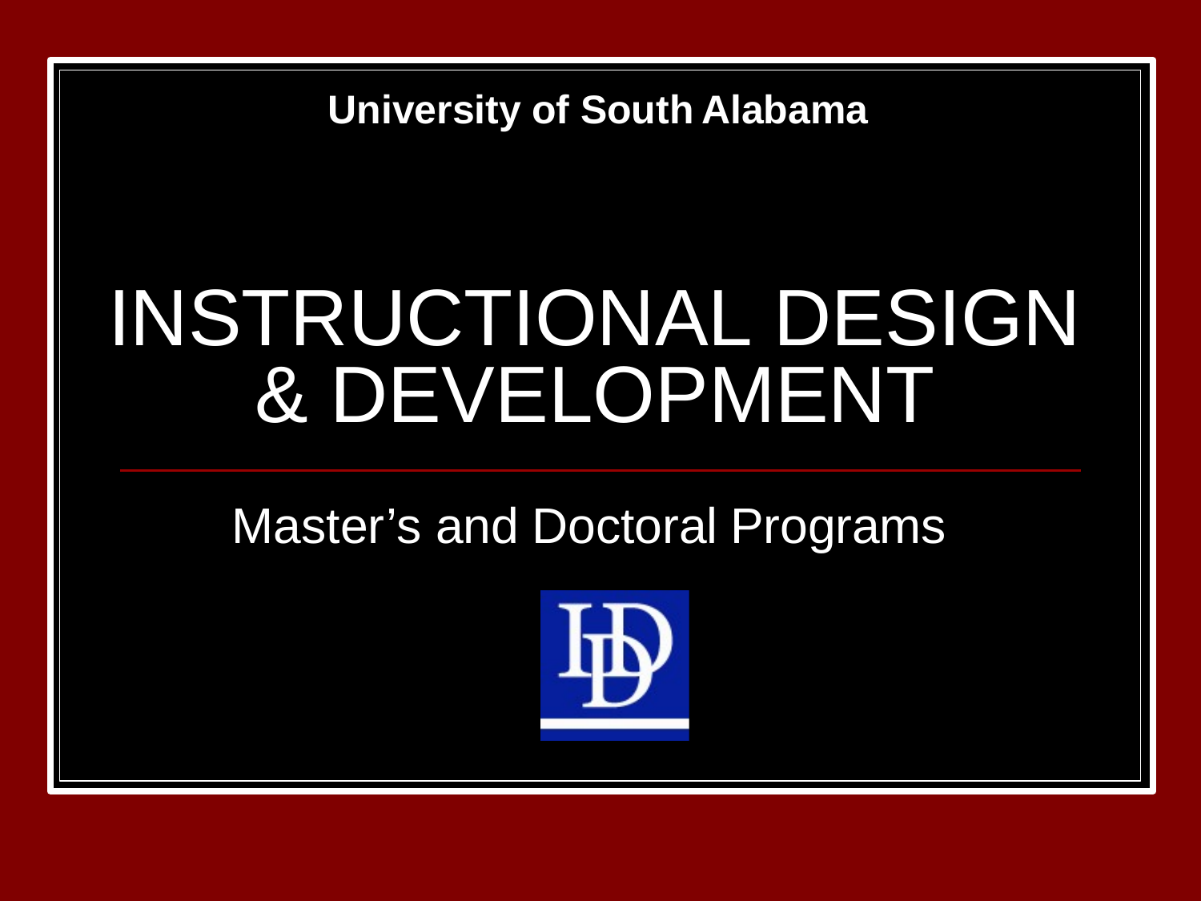**University of South Alabama**

# INSTRUCTIONAL DESIGN & DEVELOPMENT

## Master's and Doctoral Programs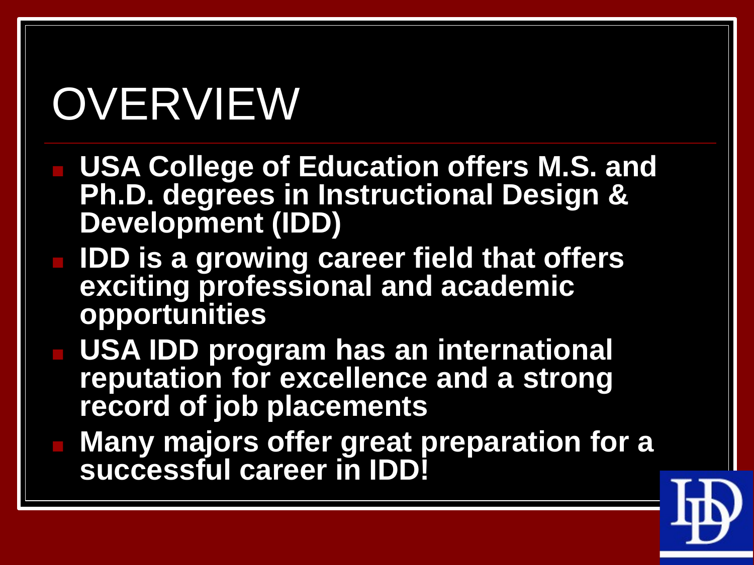# OVERVIEW

- **USA College of Education offers M.S. and Ph.D. degrees in Instructional Design & Development (IDD)**
- **IDD is a growing career field that offers exciting professional and academic opportunities**
- **USA IDD program has an international reputation for excellence and a strong record of job placements**
- **Many majors offer great preparation for a successful career in IDD!**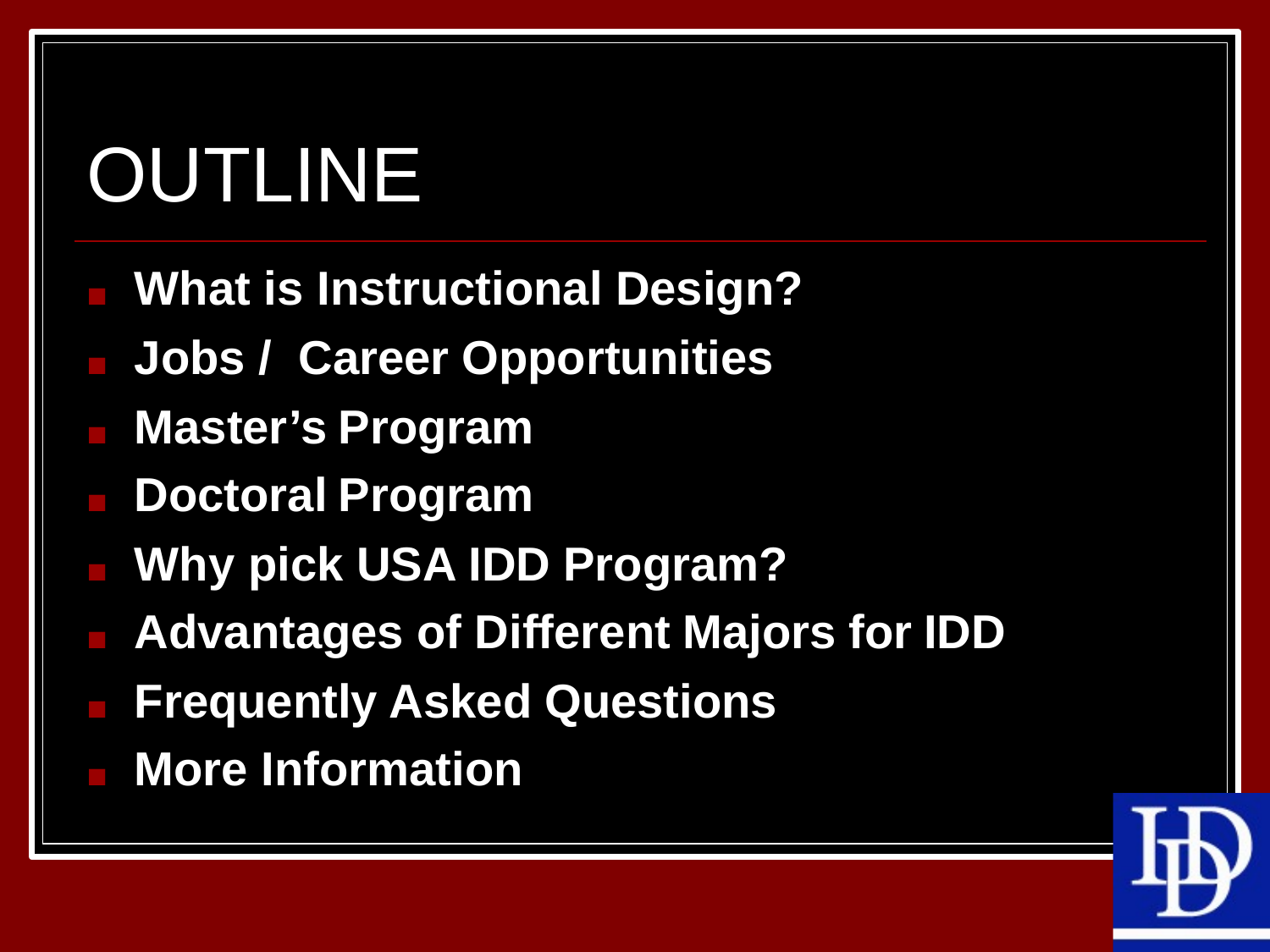# OUTLINE

- **What is Instructional Design?**
- **Jobs / Career Opportunities**
- **Master's Program**
- **Doctoral Program**
- **Why pick USA IDD Program?**
- **Advantages of Different Majors for IDD**
- **Frequently Asked Questions**
- **More Information**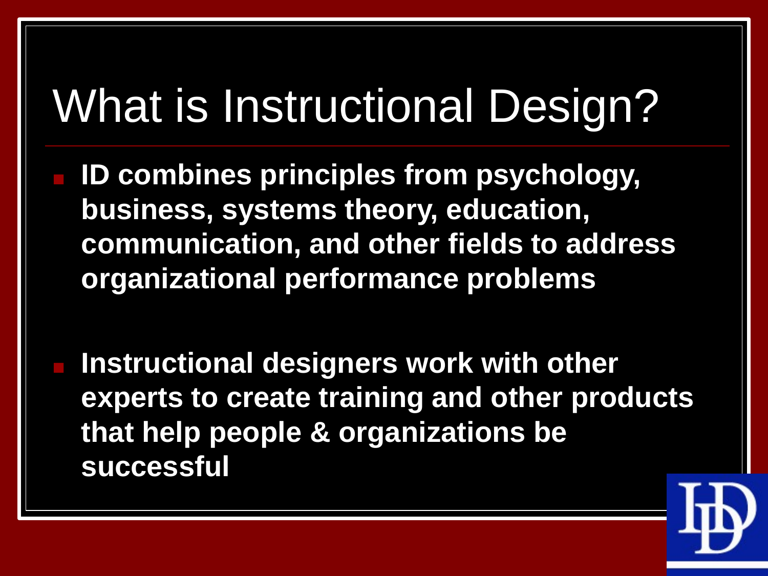# What is Instructional Design?

- **ID combines principles from psychology, business, systems theory, education, communication, and other fields to address organizational performance problems**

- **Instructional designers work with other experts to create training and other products that help people & organizations be successful**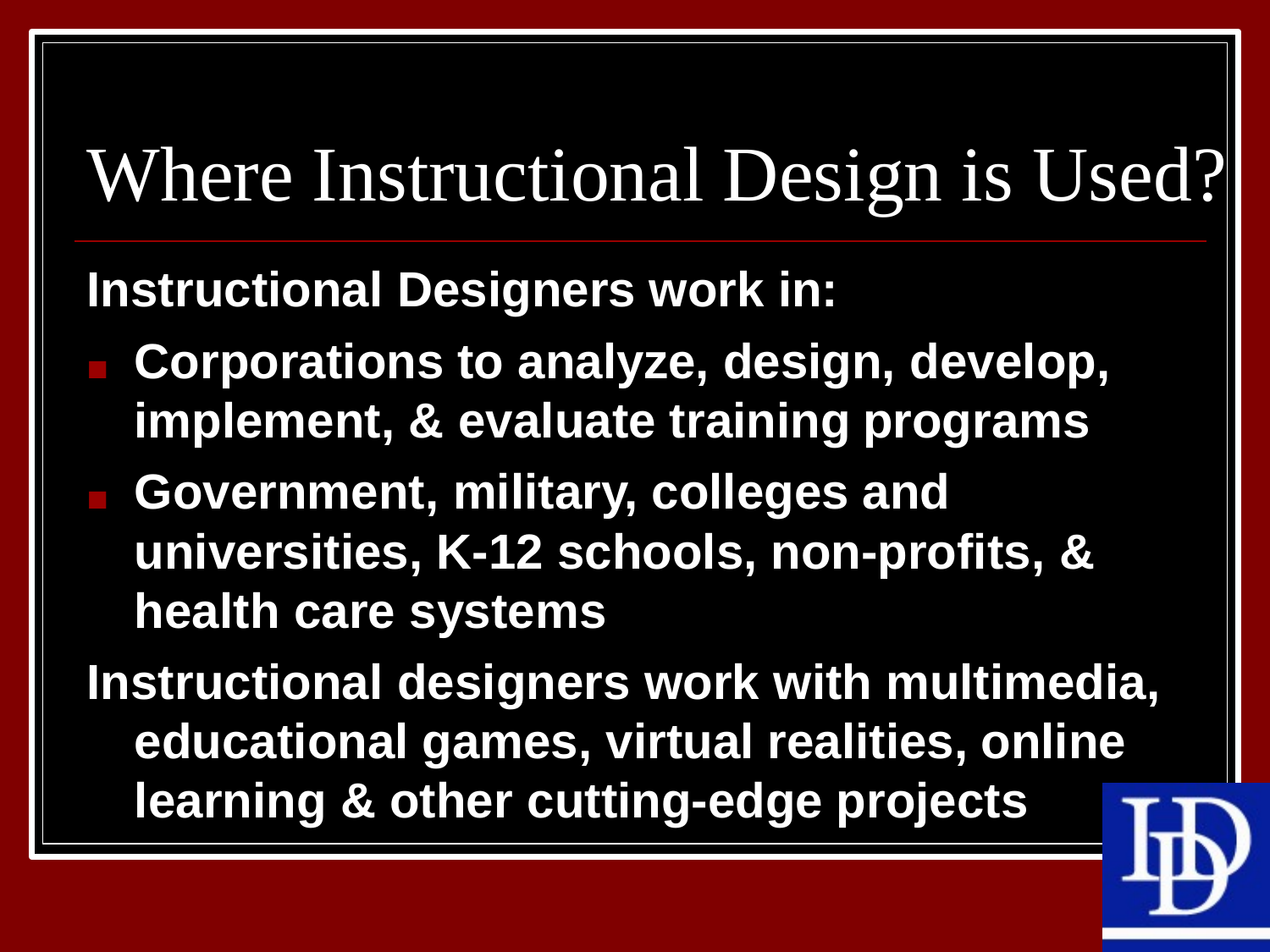# Where Instructional Design is Used?

**Instructional Designers work in:**

- **Corporations to analyze, design, develop, implement, & evaluate training programs**
- **Government, military, colleges and universities, K-12 schools, non-profits, & health care systems**

**Instructional designers work with multimedia, educational games, virtual realities, online learning & other cutting-edge projects**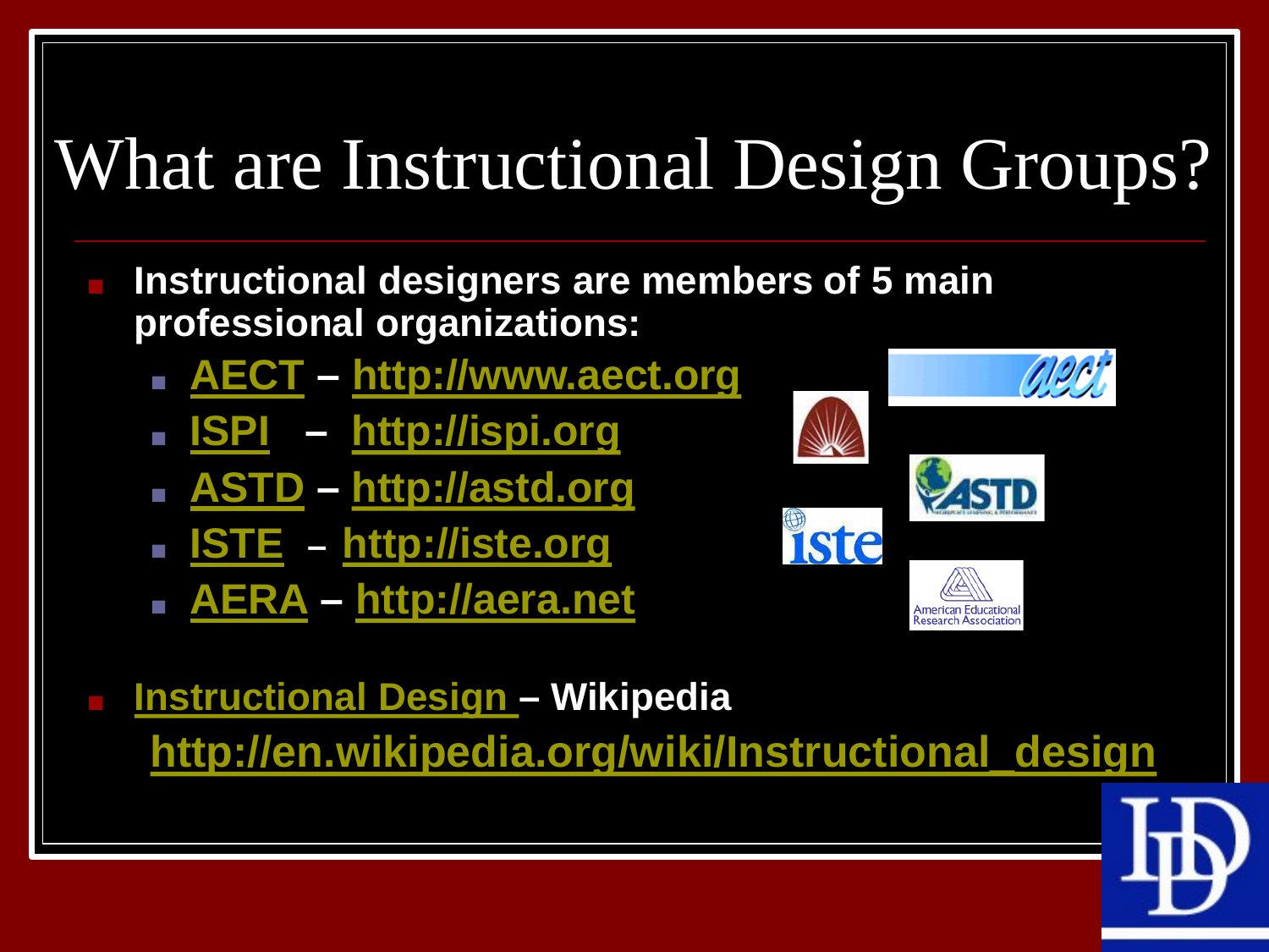# What are Instructional Design Groups?

- **Instructional designers are members of 5 main professional organizations:**
  - **AECT – http://www.aect.org**
  - **ISPI – http://ispi.org**
  - **ASTD – http://astd.org**
  - **ISTE – http://iste.org**
  - **AERA – http://aera.net**

- **Instructional Design – Wikipedia**
  **http://en.wikipedia.org/wiki/Instructional_design**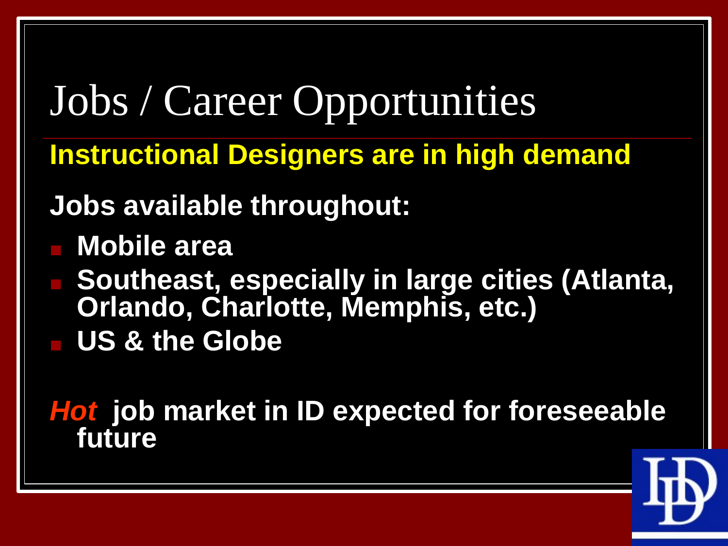# Jobs / Career Opportunities

**Instructional Designers are in high demand**

**Jobs available throughout:**

- **Mobile area**
- **Southeast, especially in large cities (Atlanta, Orlando, Charlotte, Memphis, etc.)**
- **US & the Globe**

***Hot*** **job market in ID expected for foreseeable future**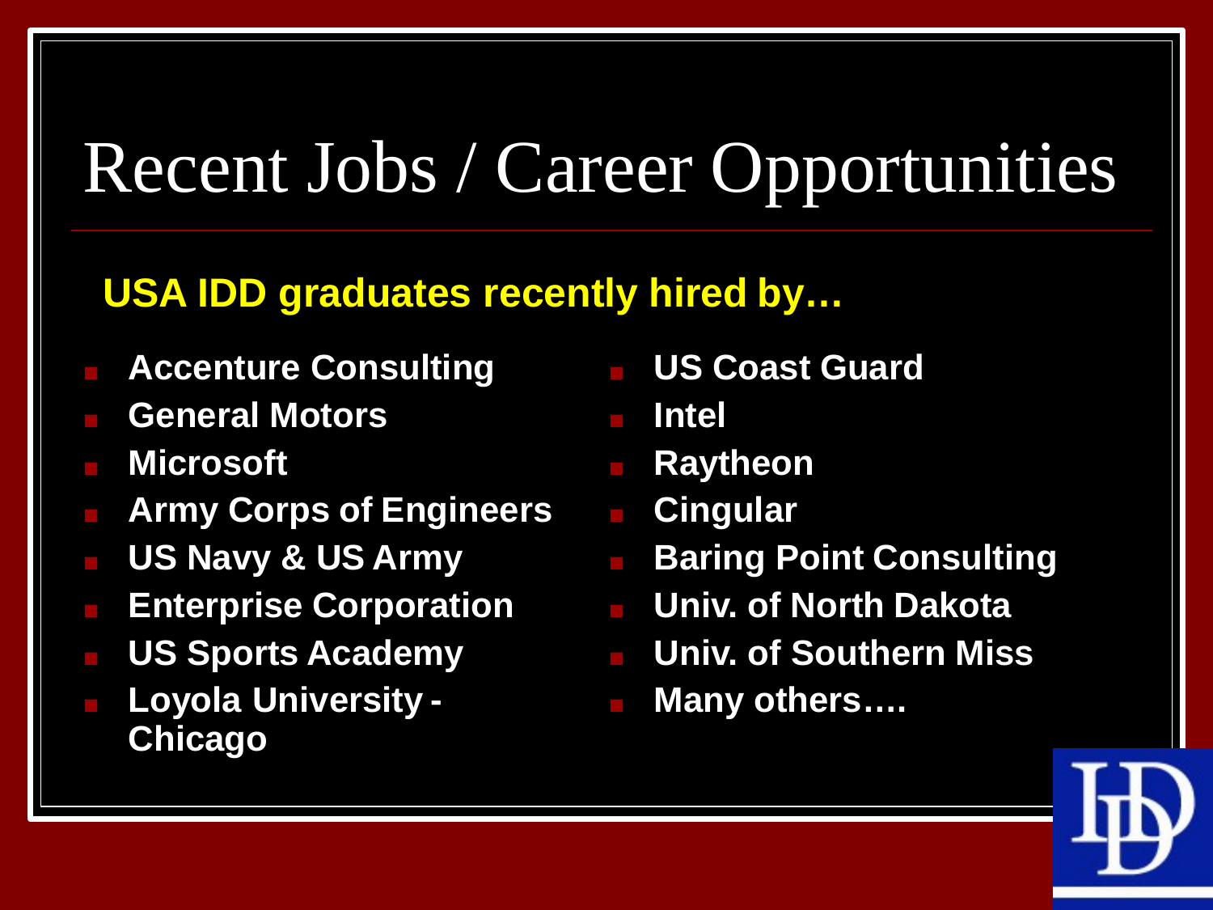# Recent Jobs / Career Opportunities

**USA IDD graduates recently hired by…**

- **Accenture Consulting**
- **General Motors**
- **Microsoft**
- **Army Corps of Engineers**
- **US Navy & US Army**
- **Enterprise Corporation**
- **US Sports Academy**
- **Loyola University - Chicago**
- **US Coast Guard**
- **Intel**
- **Raytheon**
- **Cingular**
- **Baring Point Consulting**
- **Univ. of North Dakota**
- **Univ. of Southern Miss**
- **Many others….**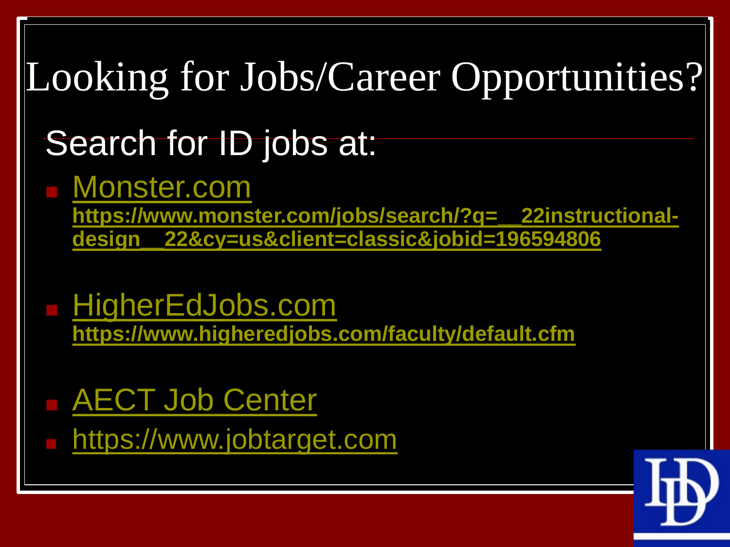# Looking for Jobs/Career Opportunities?

## Search for ID jobs at:

- Monster.com
  **https://www.monster.com/jobs/search/?q=__22instructional-design__22&cy=us&client=classic&jobid=196594806**

- HigherEdJobs.com
  **https://www.higheredjobs.com/faculty/default.cfm**

- AECT Job Center
- https://www.jobtarget.com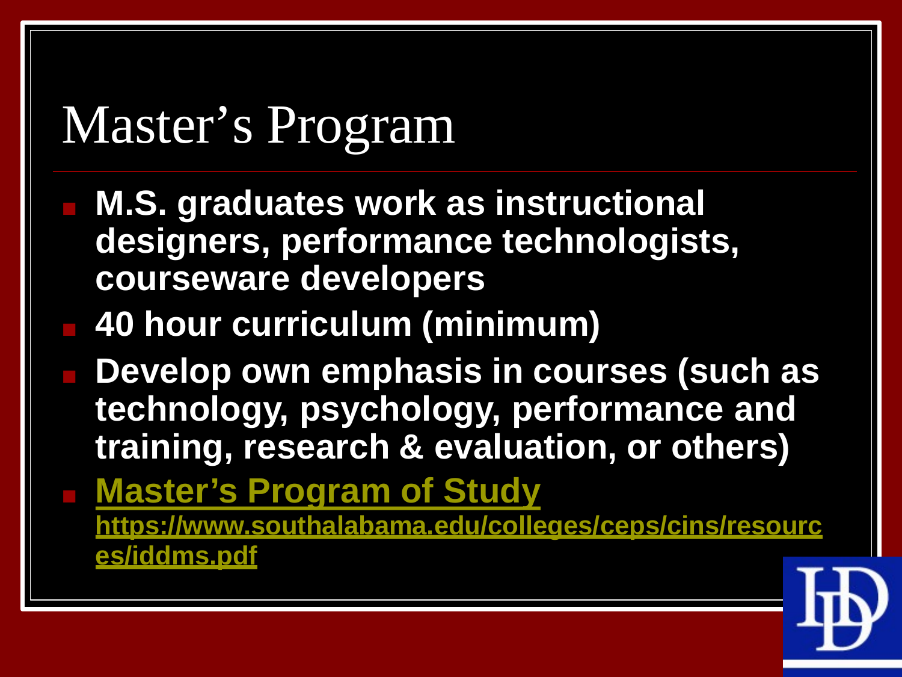# Master's Program

- **M.S. graduates work as instructional designers, performance technologists, courseware developers**
- **40 hour curriculum (minimum)**
- **Develop own emphasis in courses (such as technology, psychology, performance and training, research & evaluation, or others)**
- **Master's Program of Study** **https://www.southalabama.edu/colleges/ceps/cins/resources/iddms.pdf**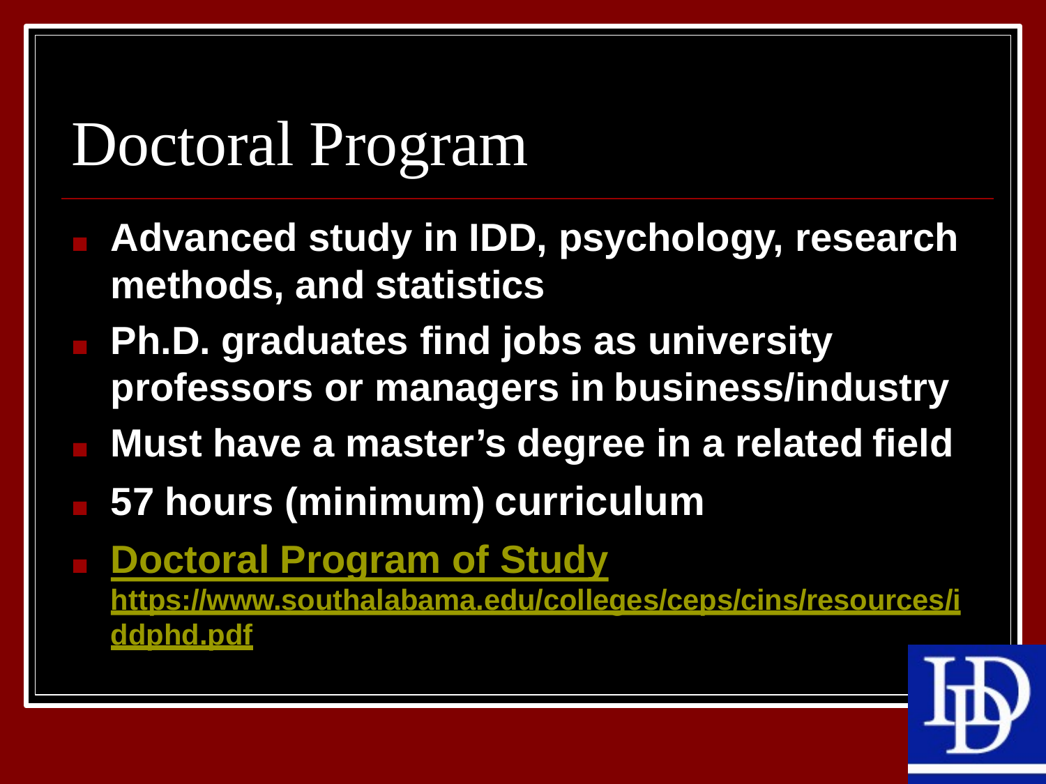# Doctoral Program

- **Advanced study in IDD, psychology, research methods, and statistics**
- **Ph.D. graduates find jobs as university professors or managers in business/industry**
- **Must have a master's degree in a related field**
- **57 hours (minimum) curriculum**
- **[Doctoral Program of Study](https://www.southalabama.edu/colleges/ceps/cins/resources/iddphd.pdf)** **https://www.southalabama.edu/colleges/ceps/cins/resources/iddphd.pdf**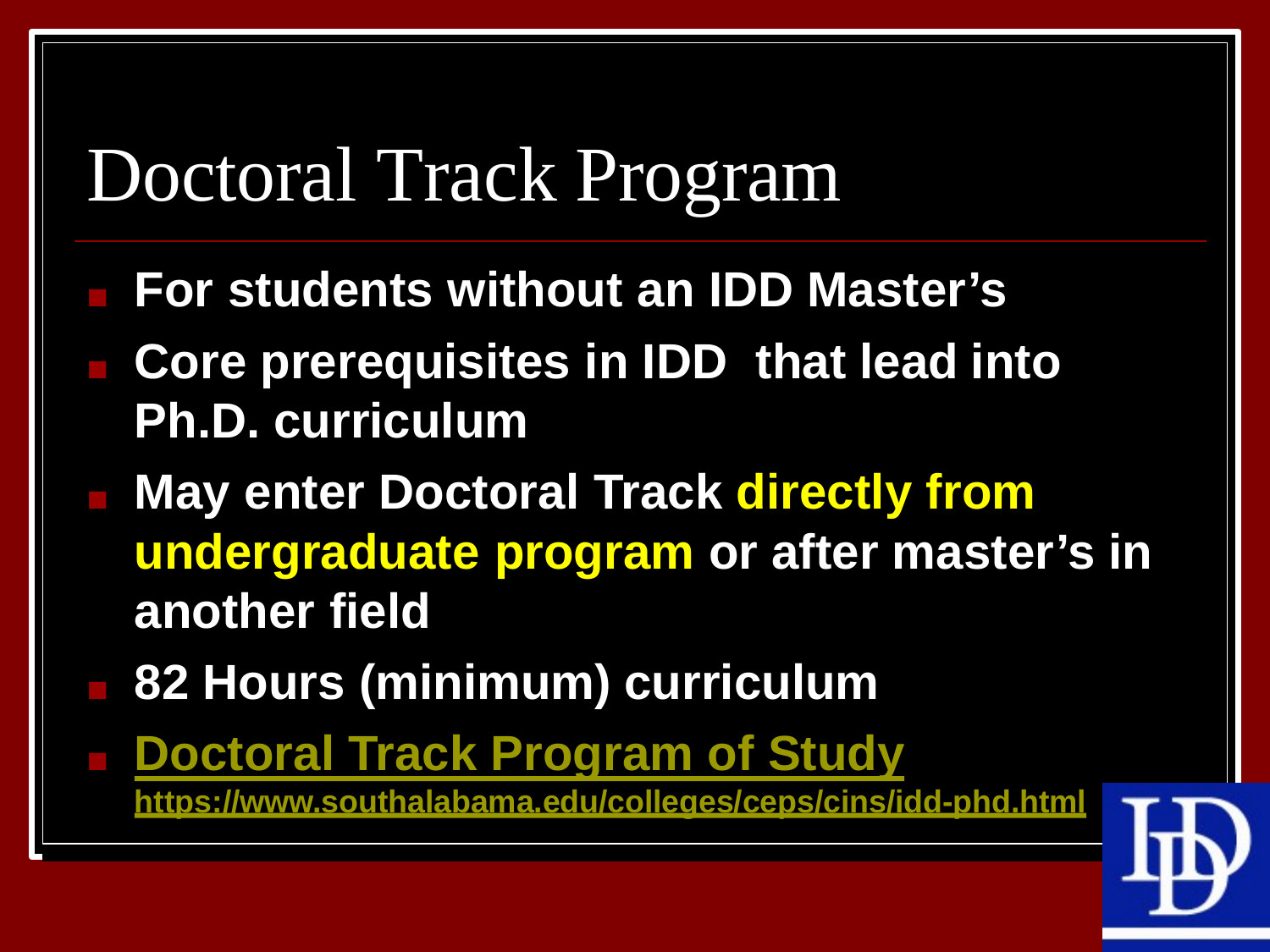# Doctoral Track Program

- **For students without an IDD Master's**
- **Core prerequisites in IDD that lead into Ph.D. curriculum**
- **May enter Doctoral Track directly from undergraduate program or after master's in another field**
- **82 Hours (minimum) curriculum**
- **Doctoral Track Program of Study**
  **https://www.southalabama.edu/colleges/ceps/cins/idd-phd.html**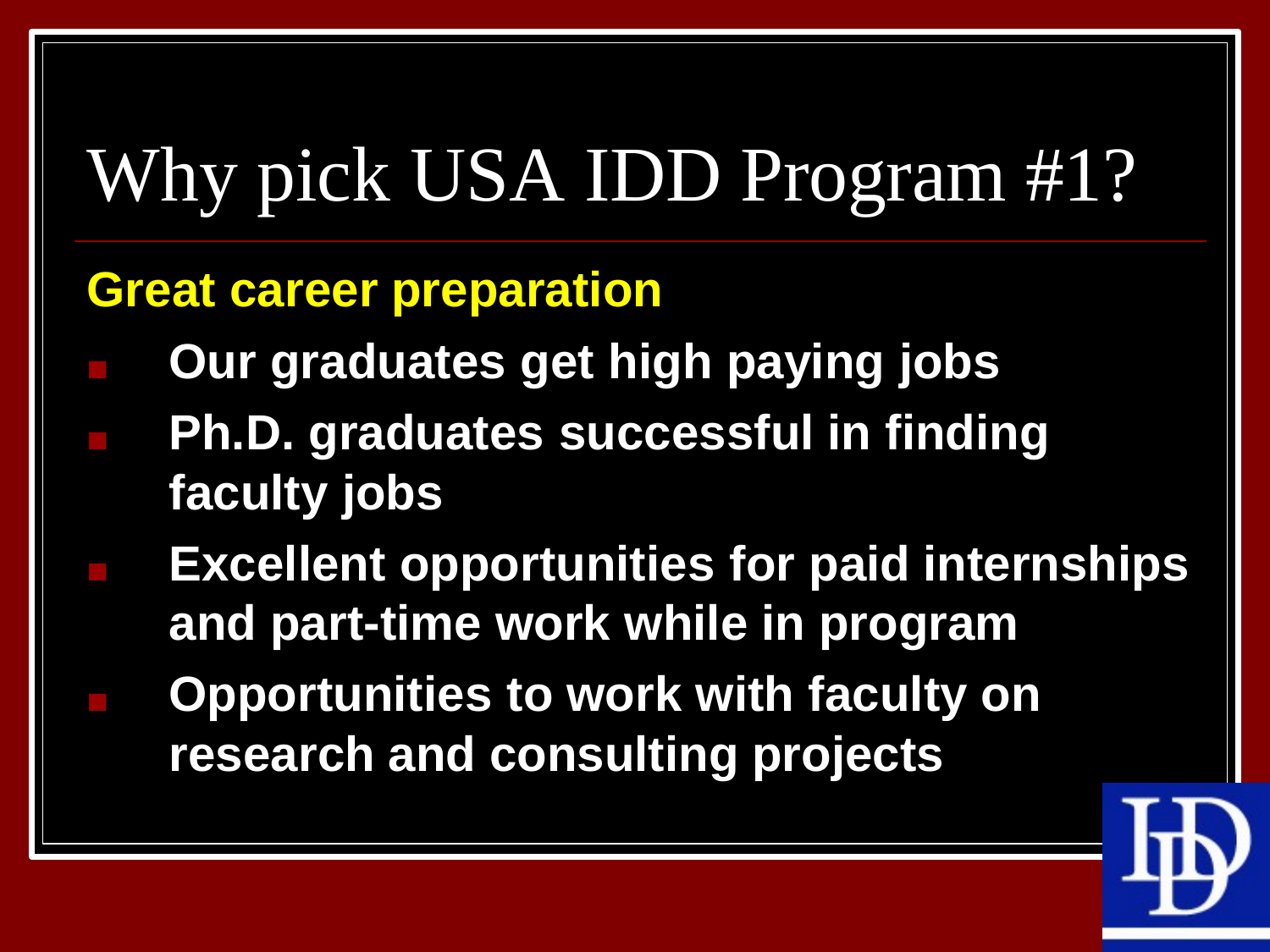# Why pick USA IDD Program #1?

**Great career preparation**

- **Our graduates get high paying jobs**
- **Ph.D. graduates successful in finding faculty jobs**
- **Excellent opportunities for paid internships and part-time work while in program**
- **Opportunities to work with faculty on research and consulting projects**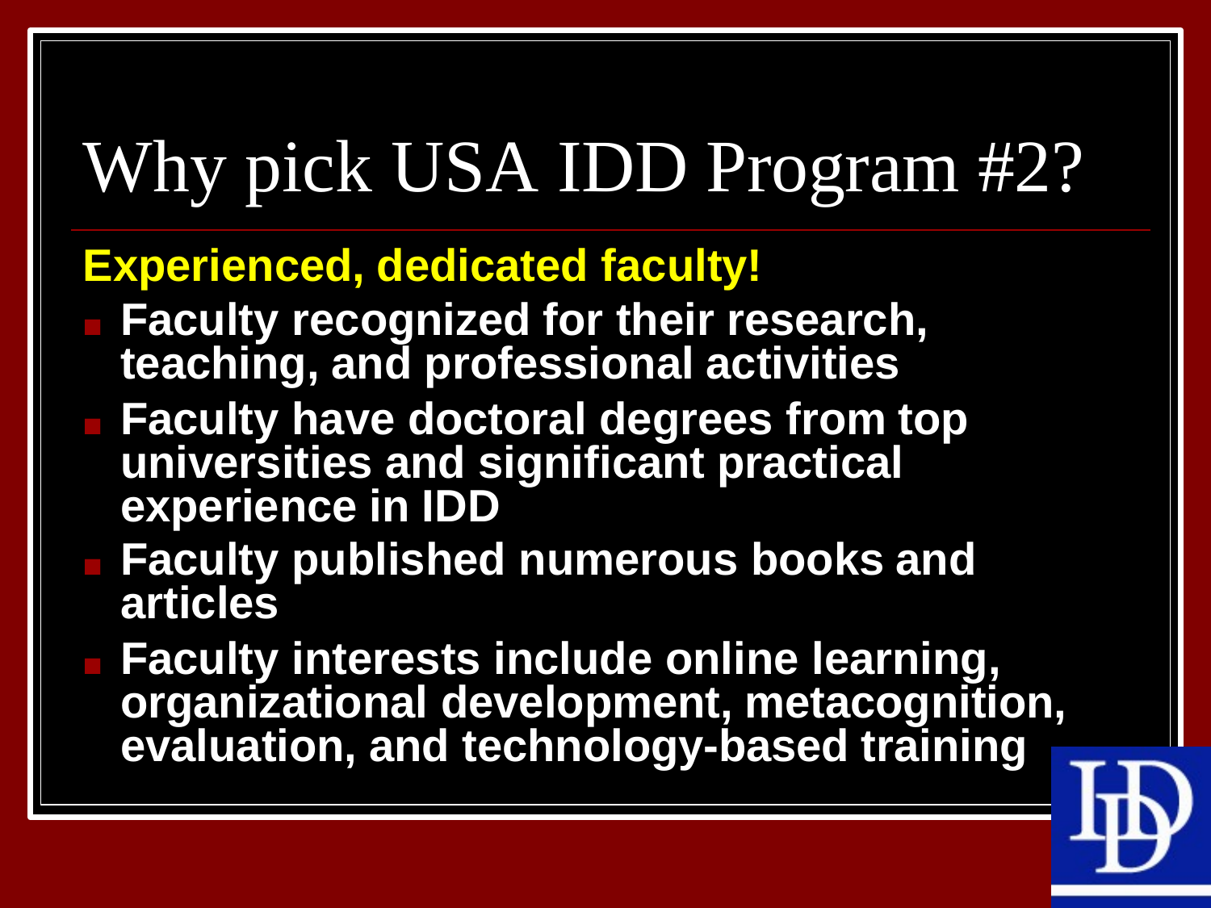# Why pick USA IDD Program #2?

**Experienced, dedicated faculty!**

- **Faculty recognized for their research, teaching, and professional activities**
- **Faculty have doctoral degrees from top universities and significant practical experience in IDD**
- **Faculty published numerous books and articles**
- **Faculty interests include online learning, organizational development, metacognition, evaluation, and technology-based training**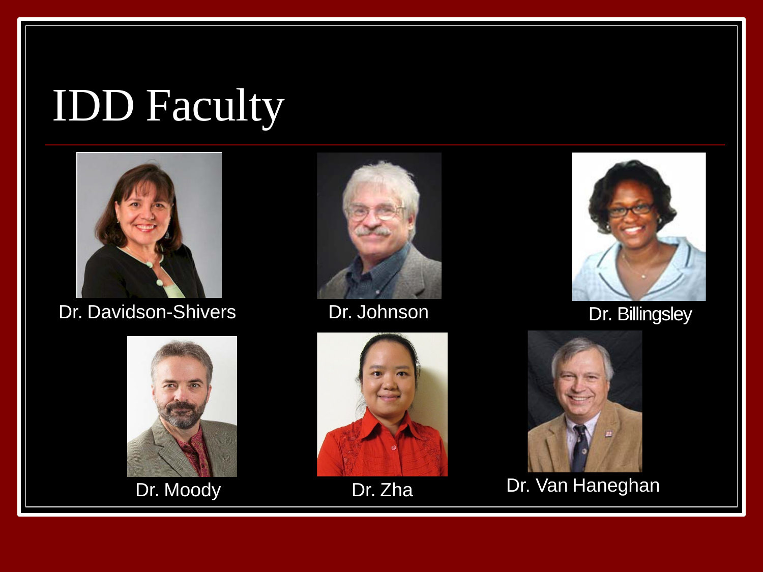# IDD Faculty

Dr. Davidson-Shivers

Dr. Johnson

Dr. Billingsley

Dr. Moody

Dr. Zha

Dr. Van Haneghan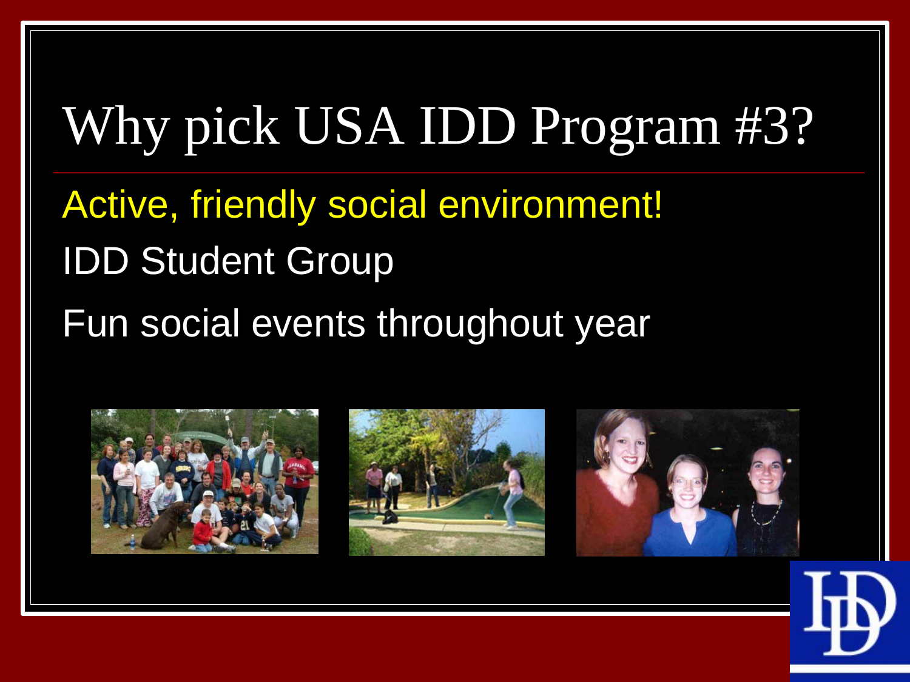# Why pick USA IDD Program #3?

Active, friendly social environment!

IDD Student Group

Fun social events throughout year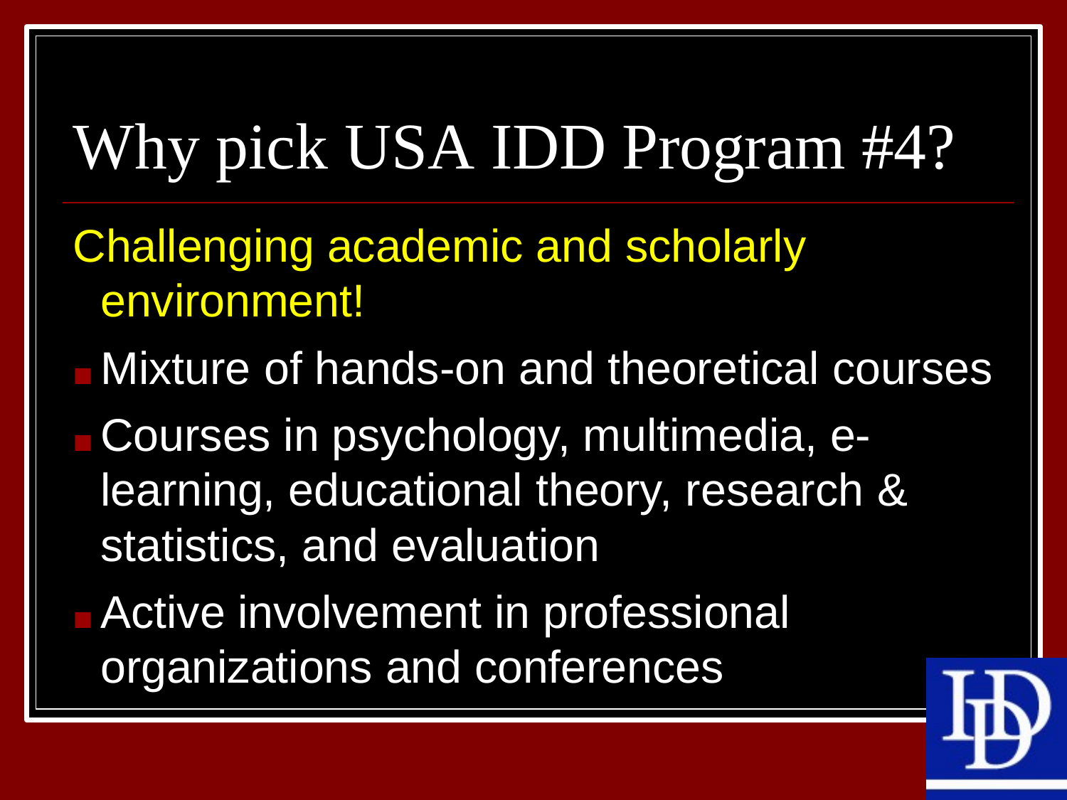# Why pick USA IDD Program #4?

Challenging academic and scholarly environment!

- Mixture of hands-on and theoretical courses
- Courses in psychology, multimedia, e-learning, educational theory, research & statistics, and evaluation
- Active involvement in professional organizations and conferences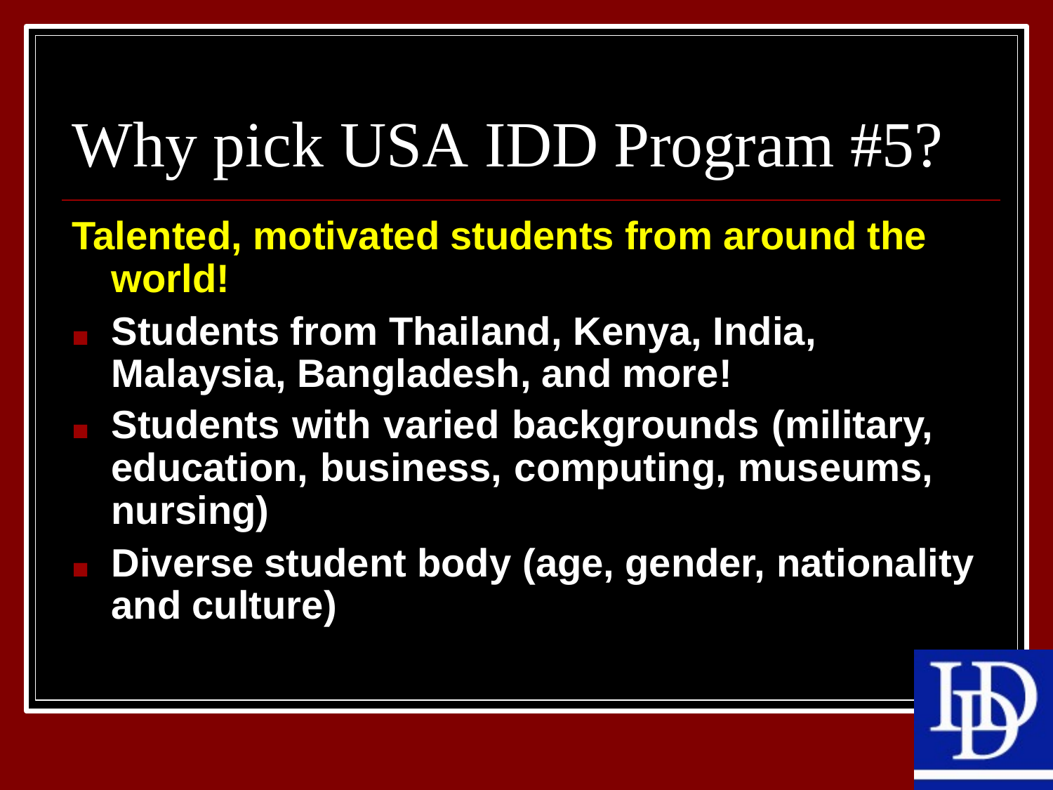# Why pick USA IDD Program #5?

**Talented, motivated students from around the world!**

- **Students from Thailand, Kenya, India, Malaysia, Bangladesh, and more!**
- **Students with varied backgrounds (military, education, business, computing, museums, nursing)**
- **Diverse student body (age, gender, nationality and culture)**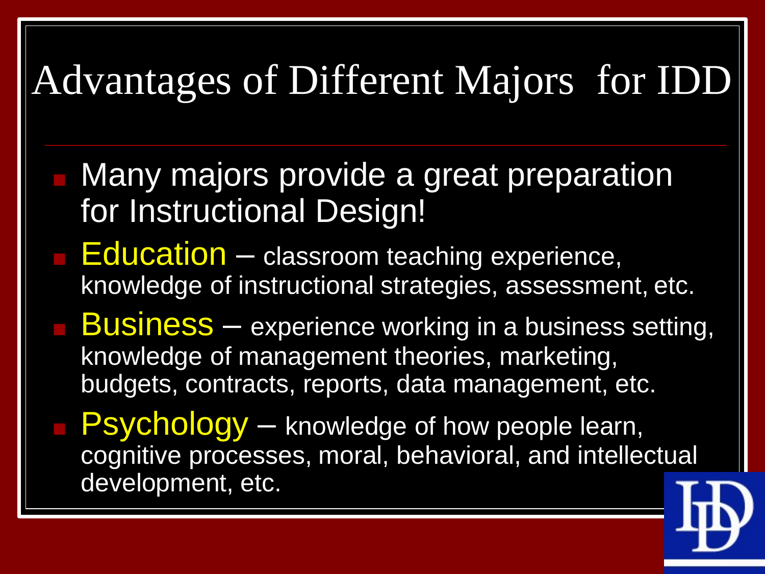# Advantages of Different Majors for IDD

- Many majors provide a great preparation for Instructional Design!
- Education – classroom teaching experience, knowledge of instructional strategies, assessment, etc.
- Business – experience working in a business setting, knowledge of management theories, marketing, budgets, contracts, reports, data management, etc.
- Psychology – knowledge of how people learn, cognitive processes, moral, behavioral, and intellectual development, etc.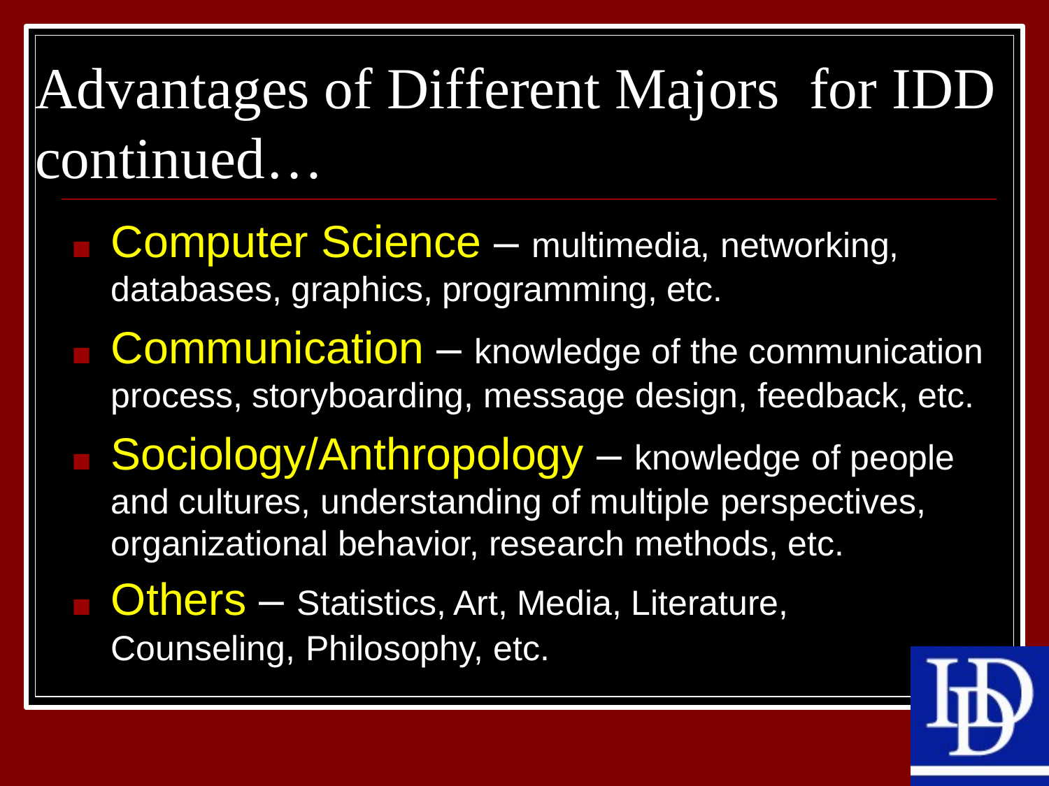# Advantages of Different Majors for IDD continued…

- **Computer Science** – multimedia, networking, databases, graphics, programming, etc.
- **Communication** – knowledge of the communication process, storyboarding, message design, feedback, etc.
- **Sociology/Anthropology** – knowledge of people and cultures, understanding of multiple perspectives, organizational behavior, research methods, etc.
- **Others** – Statistics, Art, Media, Literature, Counseling, Philosophy, etc.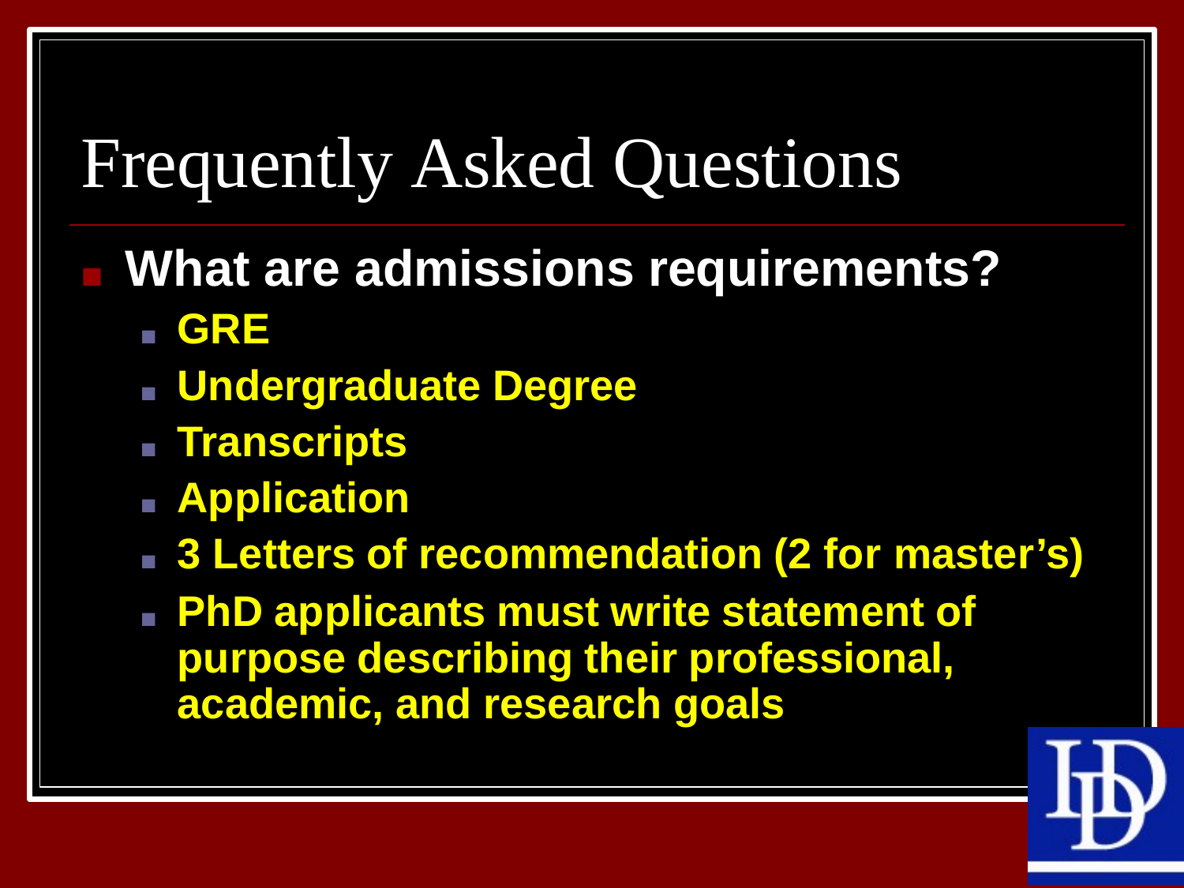# Frequently Asked Questions

- **What are admissions requirements?**
  - **GRE**
  - **Undergraduate Degree**
  - **Transcripts**
  - **Application**
  - **3 Letters of recommendation (2 for master's)**
  - **PhD applicants must write statement of purpose describing their professional, academic, and research goals**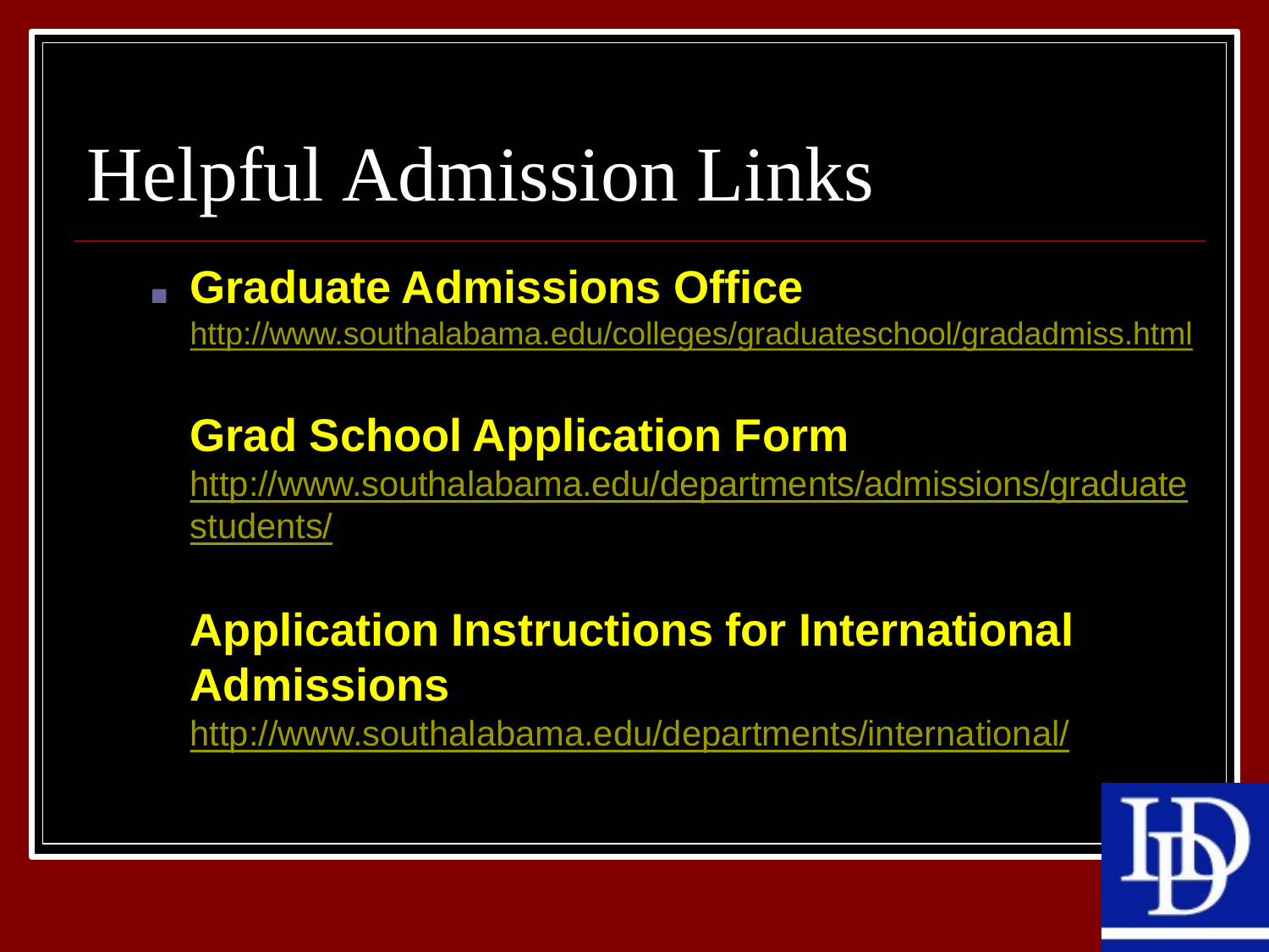# Helpful Admission Links

- **Graduate Admissions Office**
  http://www.southalabama.edu/colleges/graduateschool/gradadmiss.html

  **Grad School Application Form**
  http://www.southalabama.edu/departments/admissions/graduatestudents/

  **Application Instructions for International Admissions**
  http://www.southalabama.edu/departments/international/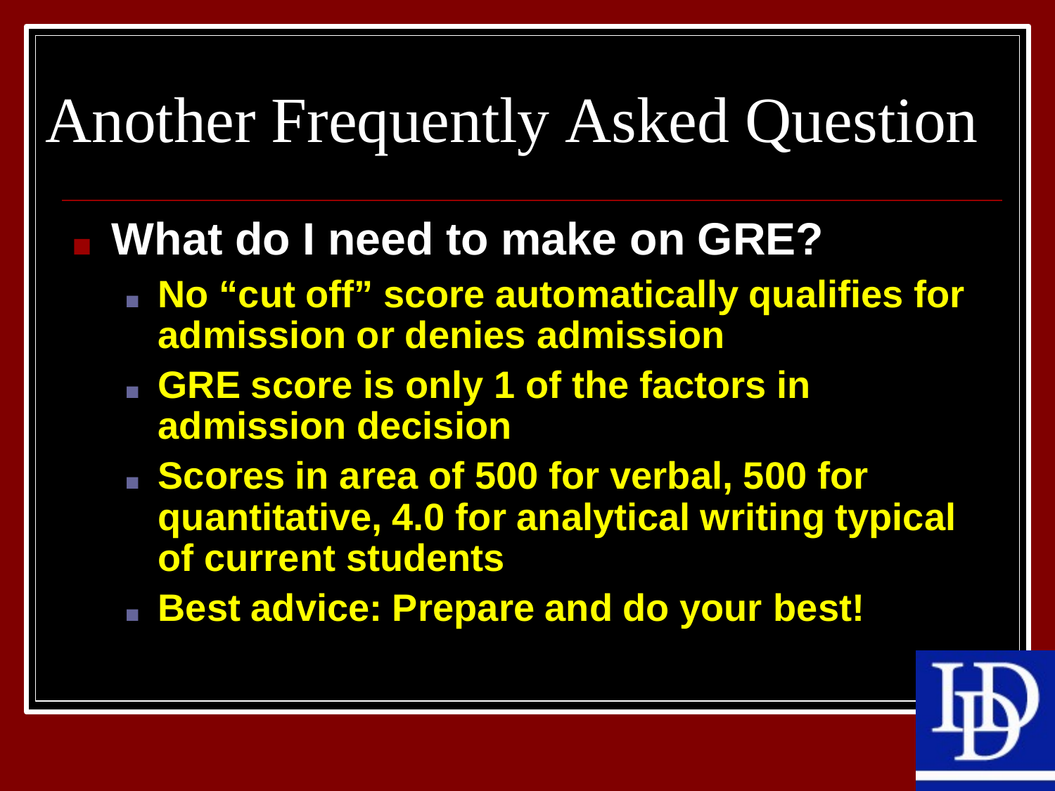# Another Frequently Asked Question

- **What do I need to make on GRE?**
  - **No "cut off" score automatically qualifies for admission or denies admission**
  - **GRE score is only 1 of the factors in admission decision**
  - **Scores in area of 500 for verbal, 500 for quantitative, 4.0 for analytical writing typical of current students**
  - **Best advice: Prepare and do your best!**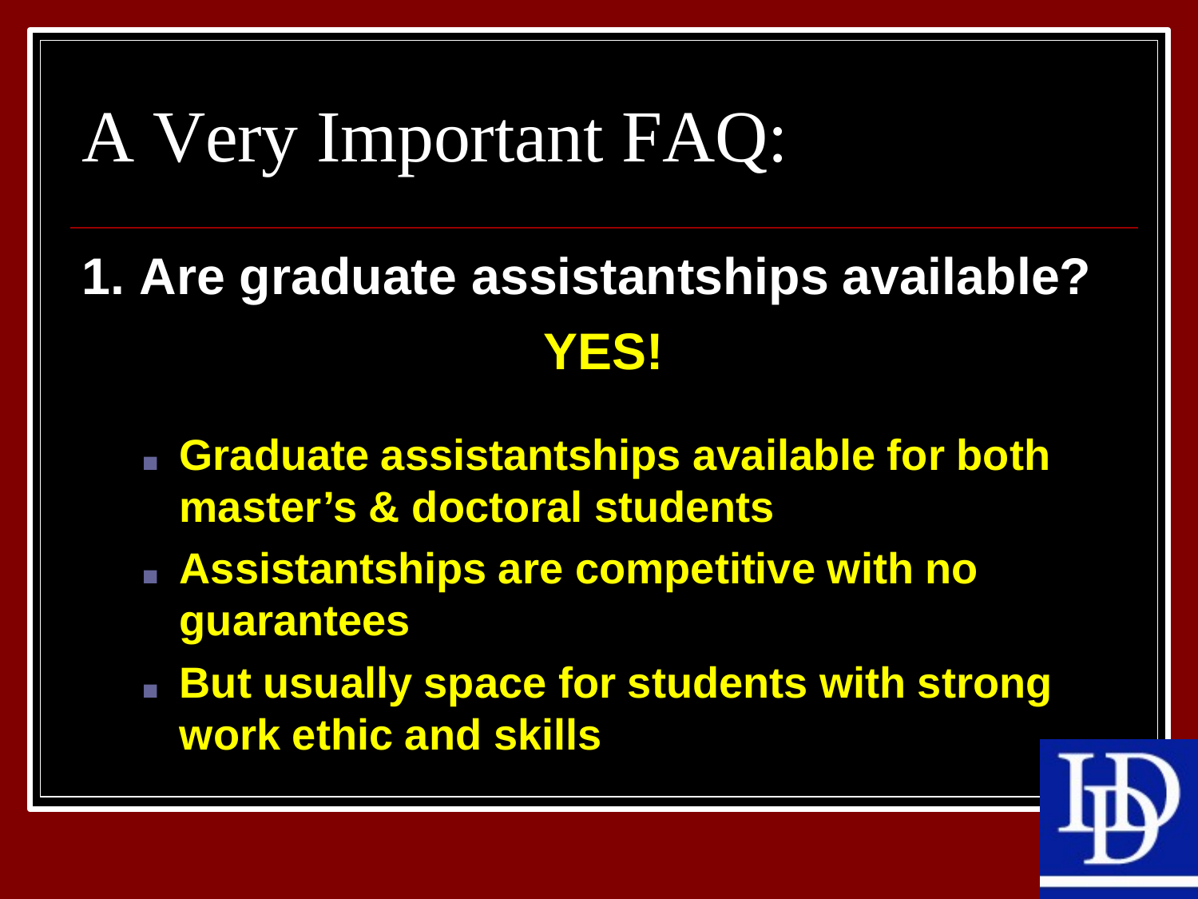# A Very Important FAQ:

**1. Are graduate assistantships available?**

**YES!**

- **Graduate assistantships available for both master's & doctoral students**
- **Assistantships are competitive with no guarantees**
- **But usually space for students with strong work ethic and skills**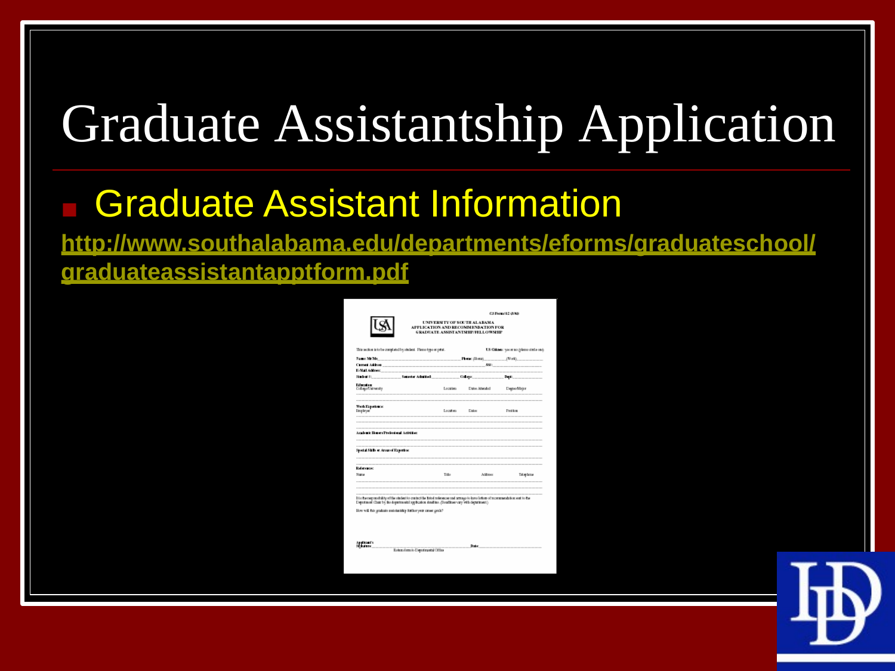# Graduate Assistantship Application

- Graduate Assistant Information

http://www.southalabama.edu/departments/eforms/graduateschool/graduateassistantapptform.pdf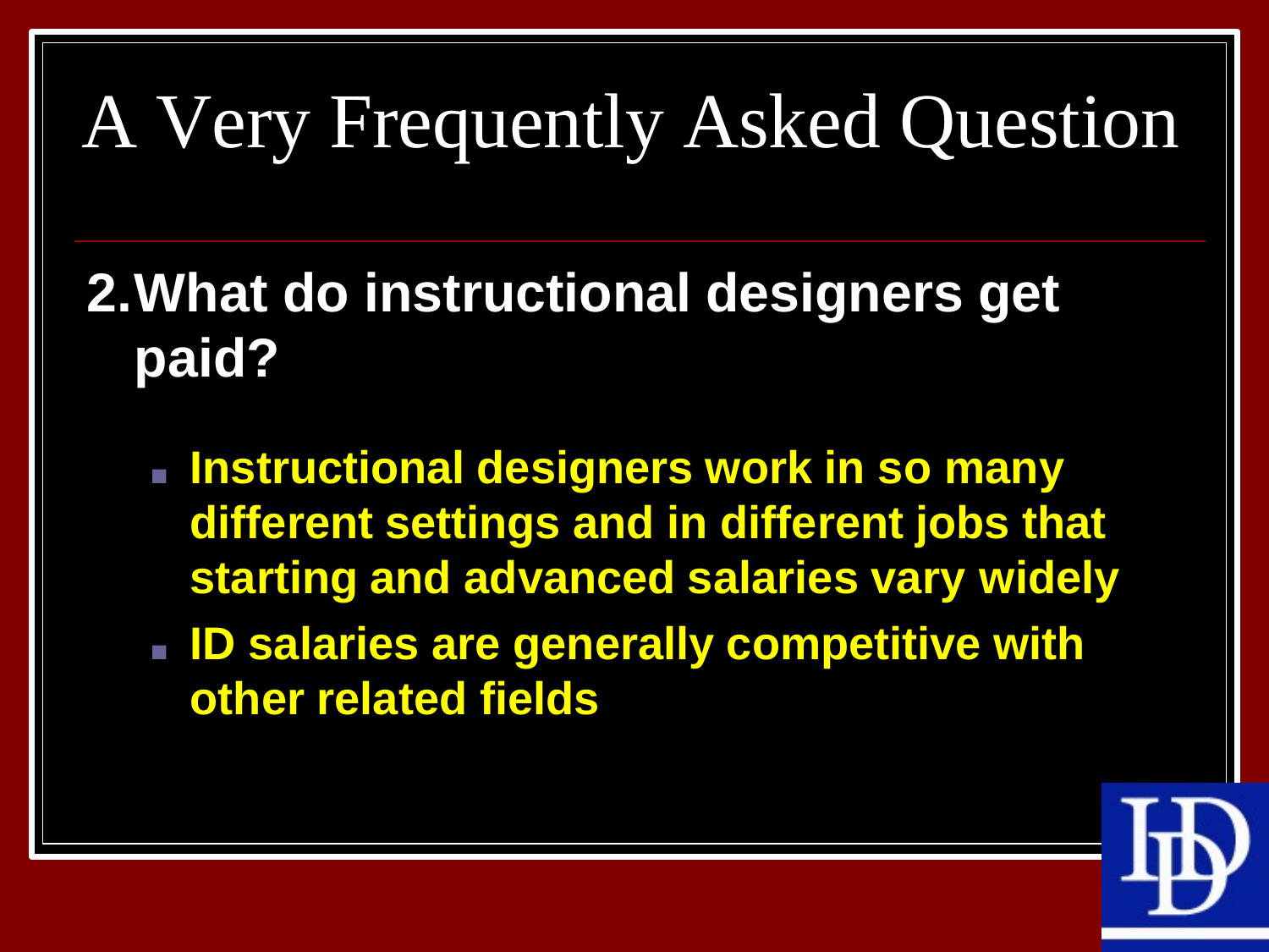# A Very Frequently Asked Question

2. **What do instructional designers get paid?**

   - **Instructional designers work in so many different settings and in different jobs that starting and advanced salaries vary widely**
   - **ID salaries are generally competitive with other related fields**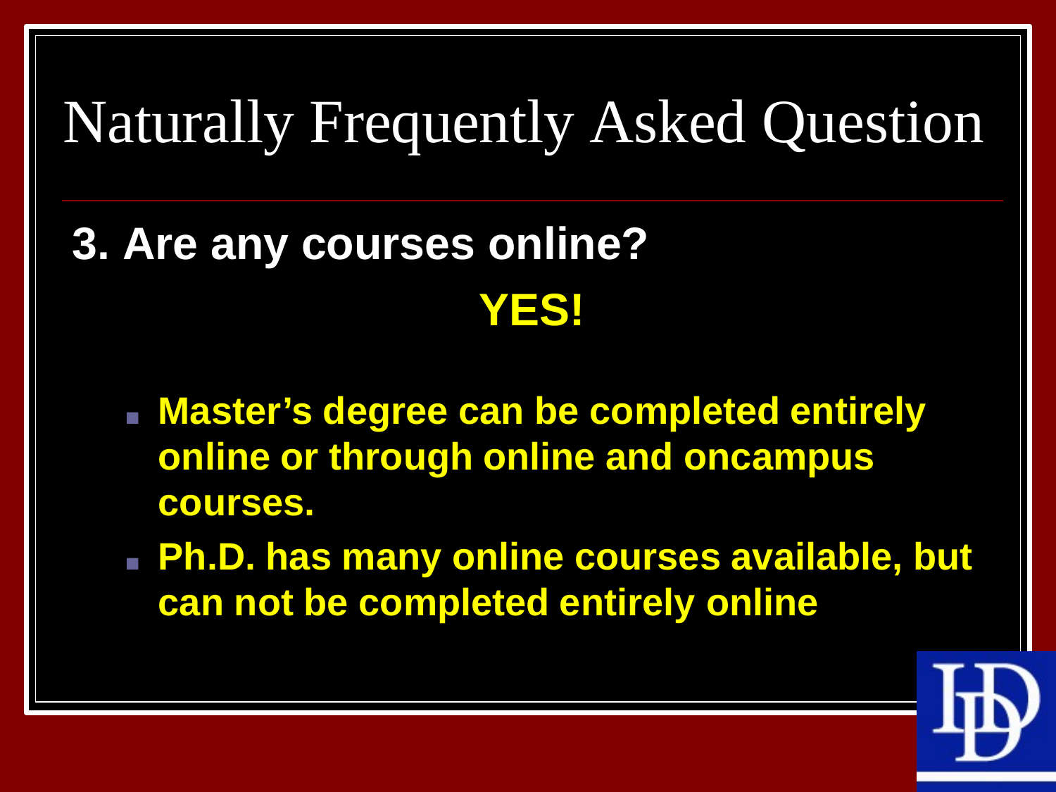# Naturally Frequently Asked Question

## 3. Are any courses online?

**YES!**

- **Master's degree can be completed entirely online or through online and oncampus courses.**
- **Ph.D. has many online courses available, but can not be completed entirely online**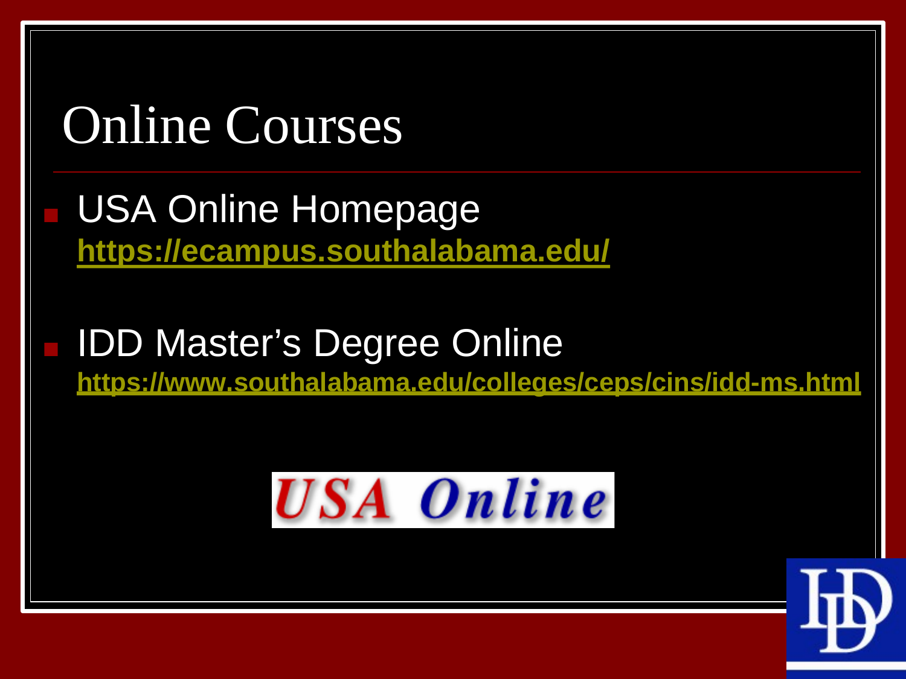# Online Courses

- USA Online Homepage
  https://ecampus.southalabama.edu/

- IDD Master's Degree Online
  https://www.southalabama.edu/colleges/ceps/cins/idd-ms.html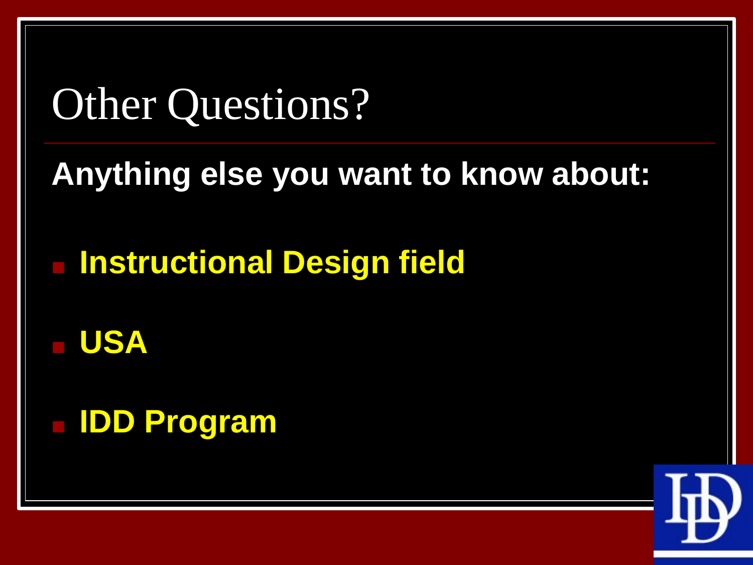# Other Questions?

**Anything else you want to know about:**

- **Instructional Design field**
- **USA**
- **IDD Program**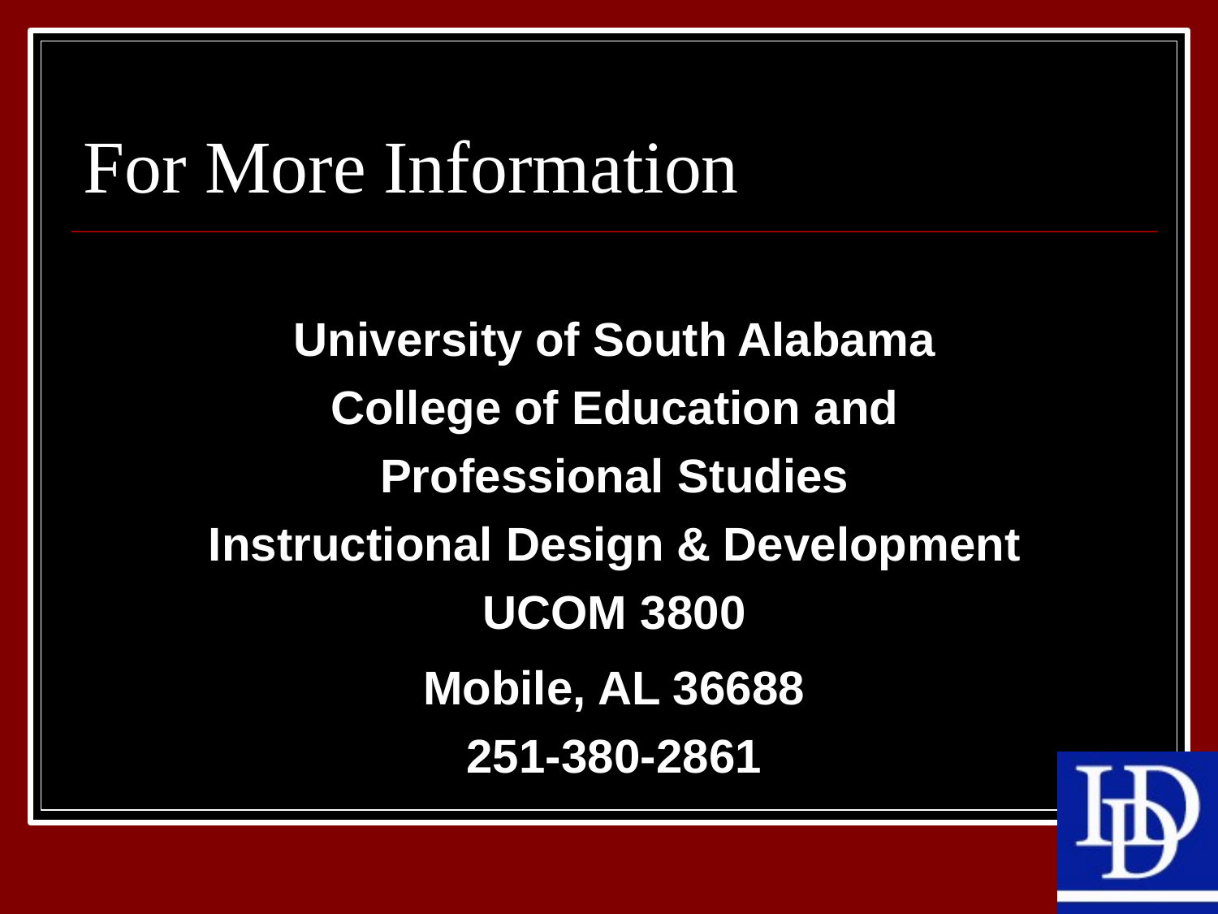# For More Information

**University of South Alabama**

**College of Education and**

**Professional Studies**

**Instructional Design & Development**

**UCOM 3800**

**Mobile, AL 36688**

**251-380-2861**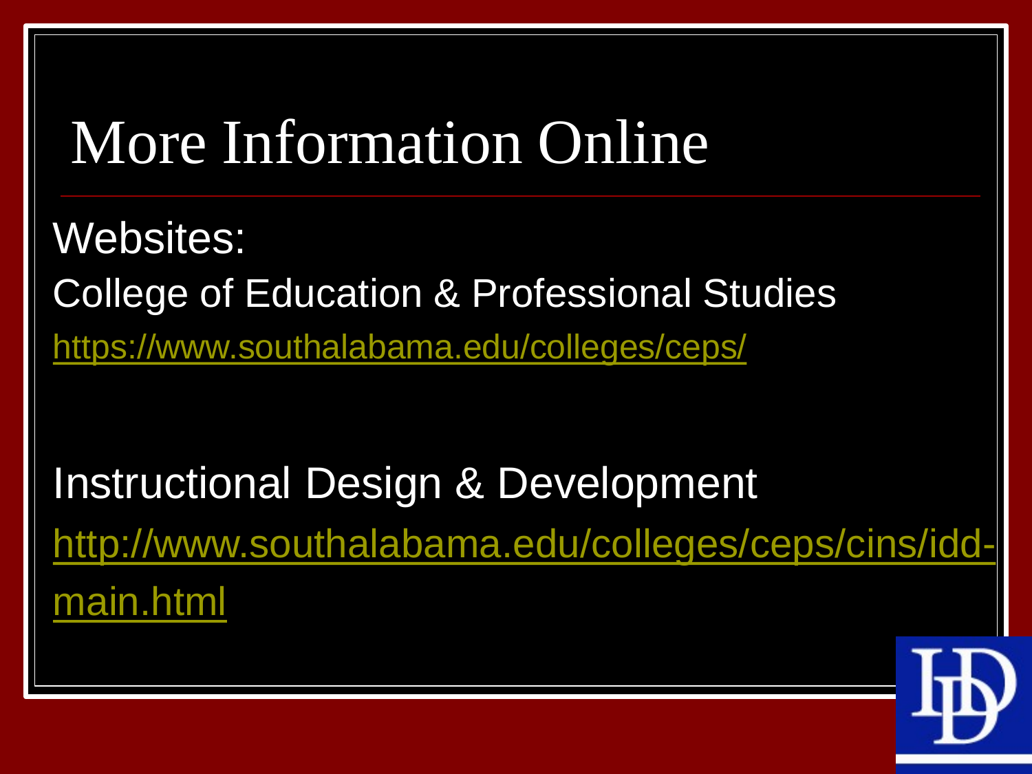# More Information Online

Websites:

College of Education & Professional Studies

https://www.southalabama.edu/colleges/ceps/

Instructional Design & Development

http://www.southalabama.edu/colleges/ceps/cins/idd-main.html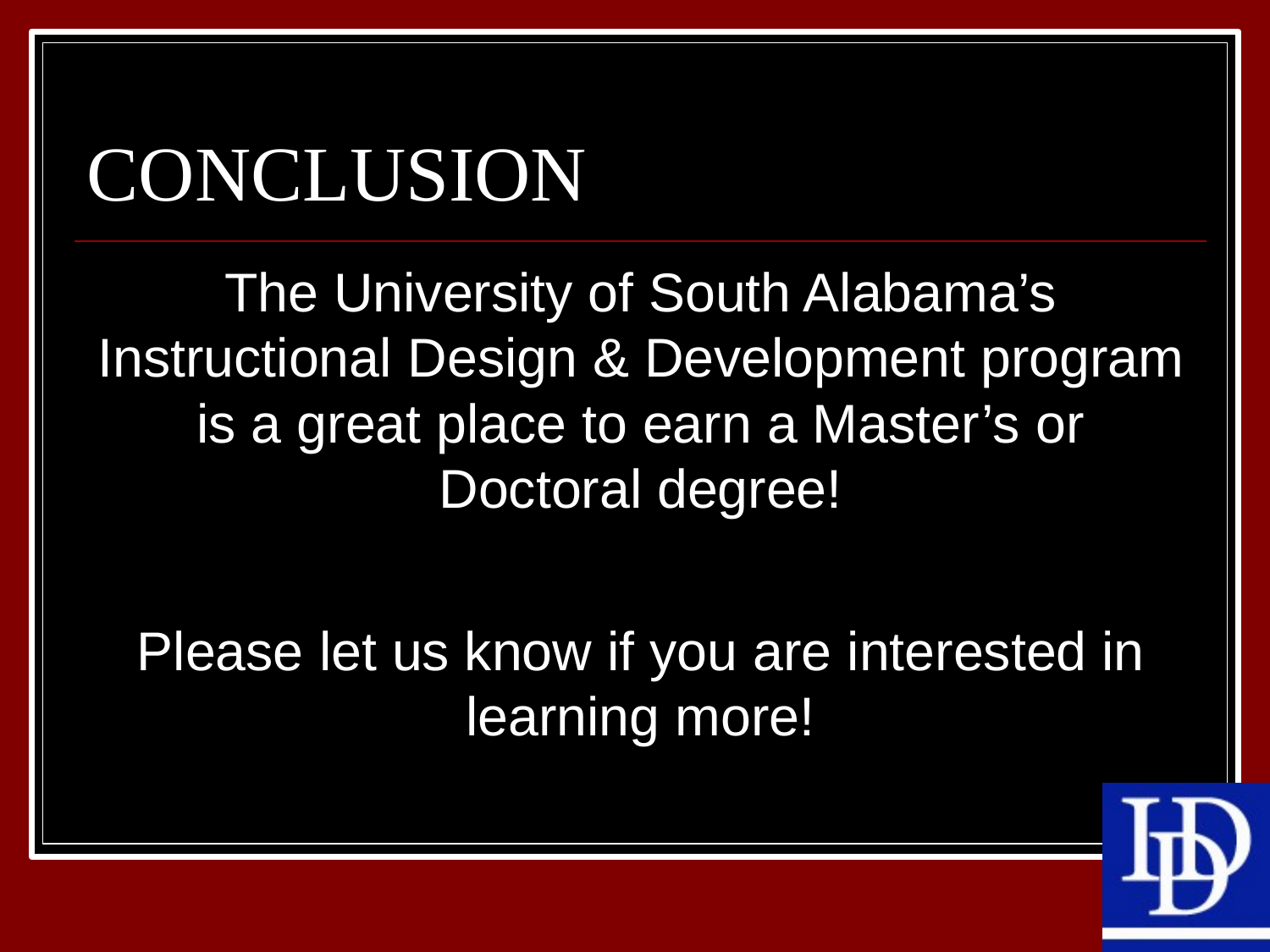# CONCLUSION

The University of South Alabama's Instructional Design & Development program is a great place to earn a Master's or Doctoral degree!

Please let us know if you are interested in learning more!